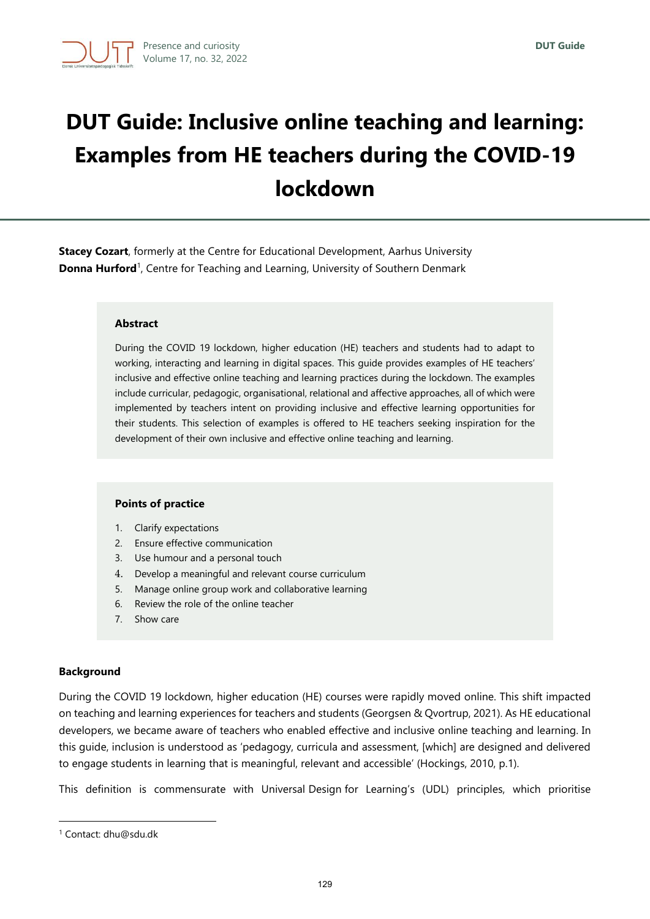# DUT Guide: Inclusive online teaching and learning: Examples from HE teachers during the COVID-19 lockdown

**Stacey Cozart**, formerly at the Centre for Educational Development, Aarhus University
**Donna Hurford**[1], Centre for Teaching and Learning, University of Southern Denmark

### Abstract

During the COVID 19 lockdown, higher education (HE) teachers and students had to adapt to working, interacting and learning in digital spaces. This guide provides examples of HE teachers' inclusive and effective online teaching and learning practices during the lockdown. The examples include curricular, pedagogic, organisational, relational and affective approaches, all of which were implemented by teachers intent on providing inclusive and effective learning opportunities for their students. This selection of examples is offered to HE teachers seeking inspiration for the development of their own inclusive and effective online teaching and learning.

### Points of practice

1. Clarify expectations
2. Ensure effective communication
3. Use humour and a personal touch
4. Develop a meaningful and relevant course curriculum
5. Manage online group work and collaborative learning
6. Review the role of the online teacher
7. Show care

### Background

During the COVID 19 lockdown, higher education (HE) courses were rapidly moved online. This shift impacted on teaching and learning experiences for teachers and students (Georgsen & Qvortrup, 2021). As HE educational developers, we became aware of teachers who enabled effective and inclusive online teaching and learning. In this guide, inclusion is understood as 'pedagogy, curricula and assessment, [which] are designed and delivered to engage students in learning that is meaningful, relevant and accessible' (Hockings, 2010, p.1).

This definition is commensurate with Universal Design for Learning's (UDL) principles, which prioritise

[1] Contact: dhu@sdu.dk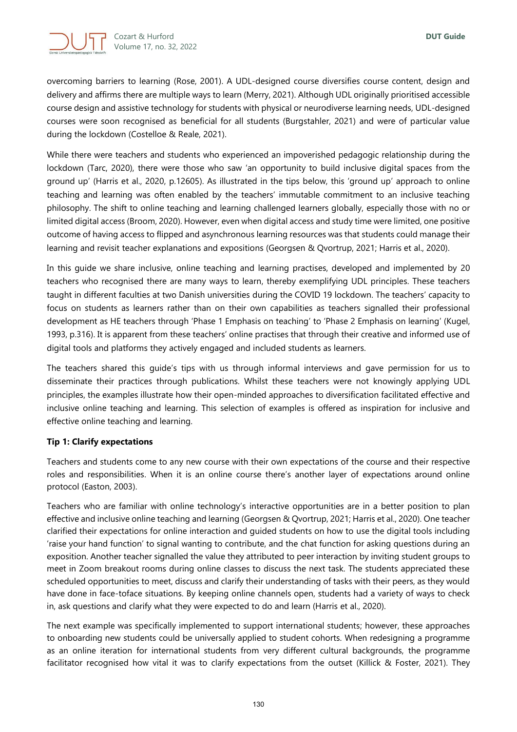overcoming barriers to learning (Rose, 2001). A UDL-designed course diversifies course content, design and delivery and affirms there are multiple ways to learn (Merry, 2021). Although UDL originally prioritised accessible course design and assistive technology for students with physical or neurodiverse learning needs, UDL-designed courses were soon recognised as beneficial for all students (Burgstahler, 2021) and were of particular value during the lockdown (Costelloe & Reale, 2021).

While there were teachers and students who experienced an impoverished pedagogic relationship during the lockdown (Tarc, 2020), there were those who saw 'an opportunity to build inclusive digital spaces from the ground up' (Harris et al., 2020, p.12605). As illustrated in the tips below, this 'ground up' approach to online teaching and learning was often enabled by the teachers' immutable commitment to an inclusive teaching philosophy. The shift to online teaching and learning challenged learners globally, especially those with no or limited digital access (Broom, 2020). However, even when digital access and study time were limited, one positive outcome of having access to flipped and asynchronous learning resources was that students could manage their learning and revisit teacher explanations and expositions (Georgsen & Qvortrup, 2021; Harris et al., 2020).

In this guide we share inclusive, online teaching and learning practises, developed and implemented by 20 teachers who recognised there are many ways to learn, thereby exemplifying UDL principles. These teachers taught in different faculties at two Danish universities during the COVID 19 lockdown. The teachers' capacity to focus on students as learners rather than on their own capabilities as teachers signalled their professional development as HE teachers through 'Phase 1 Emphasis on teaching' to 'Phase 2 Emphasis on learning' (Kugel, 1993, p.316). It is apparent from these teachers' online practises that through their creative and informed use of digital tools and platforms they actively engaged and included students as learners.

The teachers shared this guide's tips with us through informal interviews and gave permission for us to disseminate their practices through publications. Whilst these teachers were not knowingly applying UDL principles, the examples illustrate how their open-minded approaches to diversification facilitated effective and inclusive online teaching and learning. This selection of examples is offered as inspiration for inclusive and effective online teaching and learning.

**Tip 1: Clarify expectations**

Teachers and students come to any new course with their own expectations of the course and their respective roles and responsibilities. When it is an online course there's another layer of expectations around online protocol (Easton, 2003).

Teachers who are familiar with online technology's interactive opportunities are in a better position to plan effective and inclusive online teaching and learning (Georgsen & Qvortrup, 2021; Harris et al., 2020). One teacher clarified their expectations for online interaction and guided students on how to use the digital tools including 'raise your hand function' to signal wanting to contribute, and the chat function for asking questions during an exposition. Another teacher signalled the value they attributed to peer interaction by inviting student groups to meet in Zoom breakout rooms during online classes to discuss the next task. The students appreciated these scheduled opportunities to meet, discuss and clarify their understanding of tasks with their peers, as they would have done in face-toface situations. By keeping online channels open, students had a variety of ways to check in, ask questions and clarify what they were expected to do and learn (Harris et al., 2020).

The next example was specifically implemented to support international students; however, these approaches to onboarding new students could be universally applied to student cohorts. When redesigning a programme as an online iteration for international students from very different cultural backgrounds, the programme facilitator recognised how vital it was to clarify expectations from the outset (Killick & Foster, 2021). They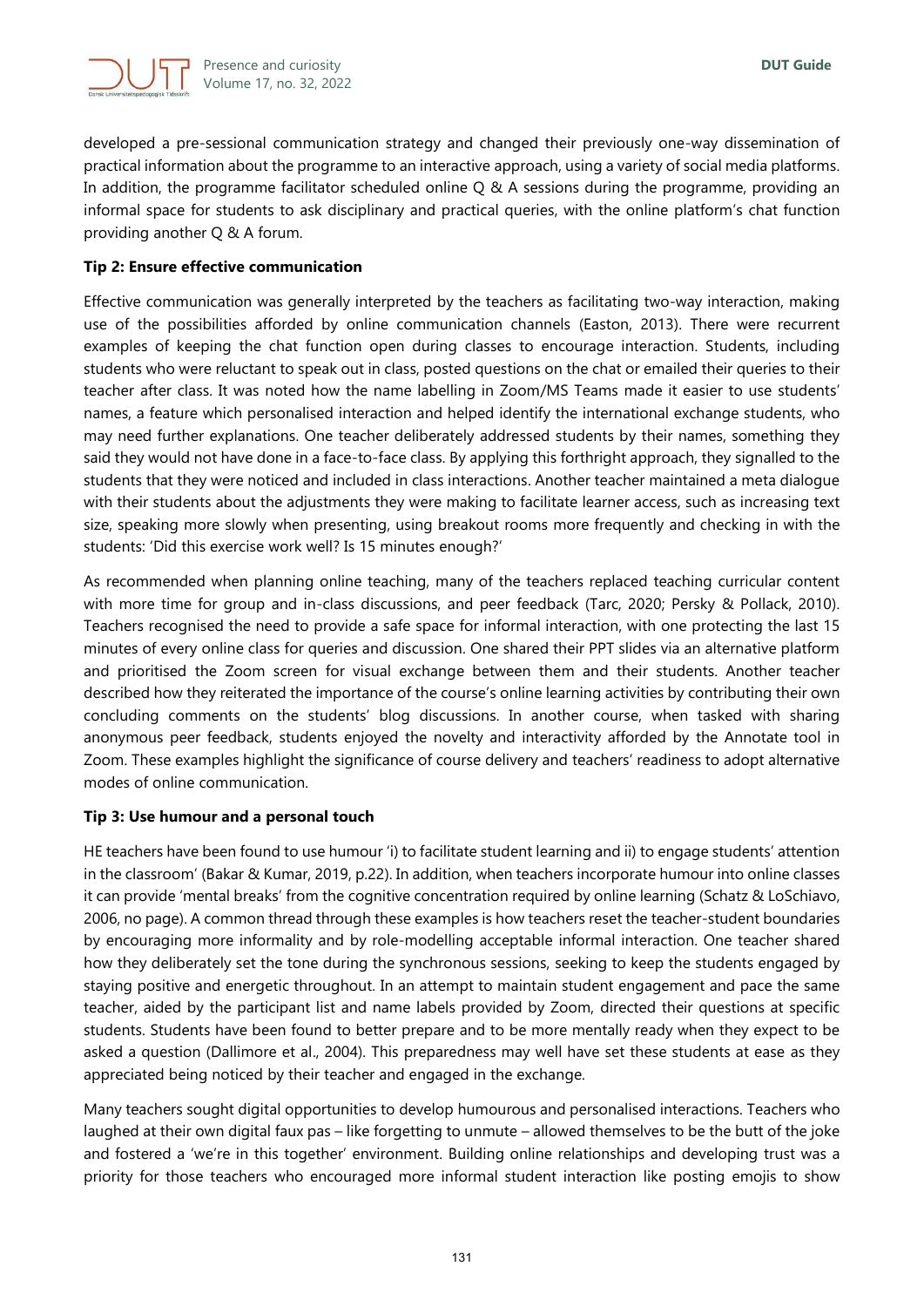developed a pre-sessional communication strategy and changed their previously one-way dissemination of practical information about the programme to an interactive approach, using a variety of social media platforms. In addition, the programme facilitator scheduled online Q & A sessions during the programme, providing an informal space for students to ask disciplinary and practical queries, with the online platform's chat function providing another Q & A forum.

**Tip 2: Ensure effective communication**

Effective communication was generally interpreted by the teachers as facilitating two-way interaction, making use of the possibilities afforded by online communication channels (Easton, 2013). There were recurrent examples of keeping the chat function open during classes to encourage interaction. Students, including students who were reluctant to speak out in class, posted questions on the chat or emailed their queries to their teacher after class. It was noted how the name labelling in Zoom/MS Teams made it easier to use students' names, a feature which personalised interaction and helped identify the international exchange students, who may need further explanations. One teacher deliberately addressed students by their names, something they said they would not have done in a face-to-face class. By applying this forthright approach, they signalled to the students that they were noticed and included in class interactions. Another teacher maintained a meta dialogue with their students about the adjustments they were making to facilitate learner access, such as increasing text size, speaking more slowly when presenting, using breakout rooms more frequently and checking in with the students: 'Did this exercise work well? Is 15 minutes enough?'

As recommended when planning online teaching, many of the teachers replaced teaching curricular content with more time for group and in-class discussions, and peer feedback (Tarc, 2020; Persky & Pollack, 2010). Teachers recognised the need to provide a safe space for informal interaction, with one protecting the last 15 minutes of every online class for queries and discussion. One shared their PPT slides via an alternative platform and prioritised the Zoom screen for visual exchange between them and their students. Another teacher described how they reiterated the importance of the course's online learning activities by contributing their own concluding comments on the students' blog discussions. In another course, when tasked with sharing anonymous peer feedback, students enjoyed the novelty and interactivity afforded by the Annotate tool in Zoom. These examples highlight the significance of course delivery and teachers' readiness to adopt alternative modes of online communication.

**Tip 3: Use humour and a personal touch**

HE teachers have been found to use humour 'i) to facilitate student learning and ii) to engage students' attention in the classroom' (Bakar & Kumar, 2019, p.22). In addition, when teachers incorporate humour into online classes it can provide 'mental breaks' from the cognitive concentration required by online learning (Schatz & LoSchiavo, 2006, no page). A common thread through these examples is how teachers reset the teacher-student boundaries by encouraging more informality and by role-modelling acceptable informal interaction. One teacher shared how they deliberately set the tone during the synchronous sessions, seeking to keep the students engaged by staying positive and energetic throughout. In an attempt to maintain student engagement and pace the same teacher, aided by the participant list and name labels provided by Zoom, directed their questions at specific students. Students have been found to better prepare and to be more mentally ready when they expect to be asked a question (Dallimore et al., 2004). This preparedness may well have set these students at ease as they appreciated being noticed by their teacher and engaged in the exchange.

Many teachers sought digital opportunities to develop humourous and personalised interactions. Teachers who laughed at their own digital faux pas – like forgetting to unmute – allowed themselves to be the butt of the joke and fostered a 'we're in this together' environment. Building online relationships and developing trust was a priority for those teachers who encouraged more informal student interaction like posting emojis to show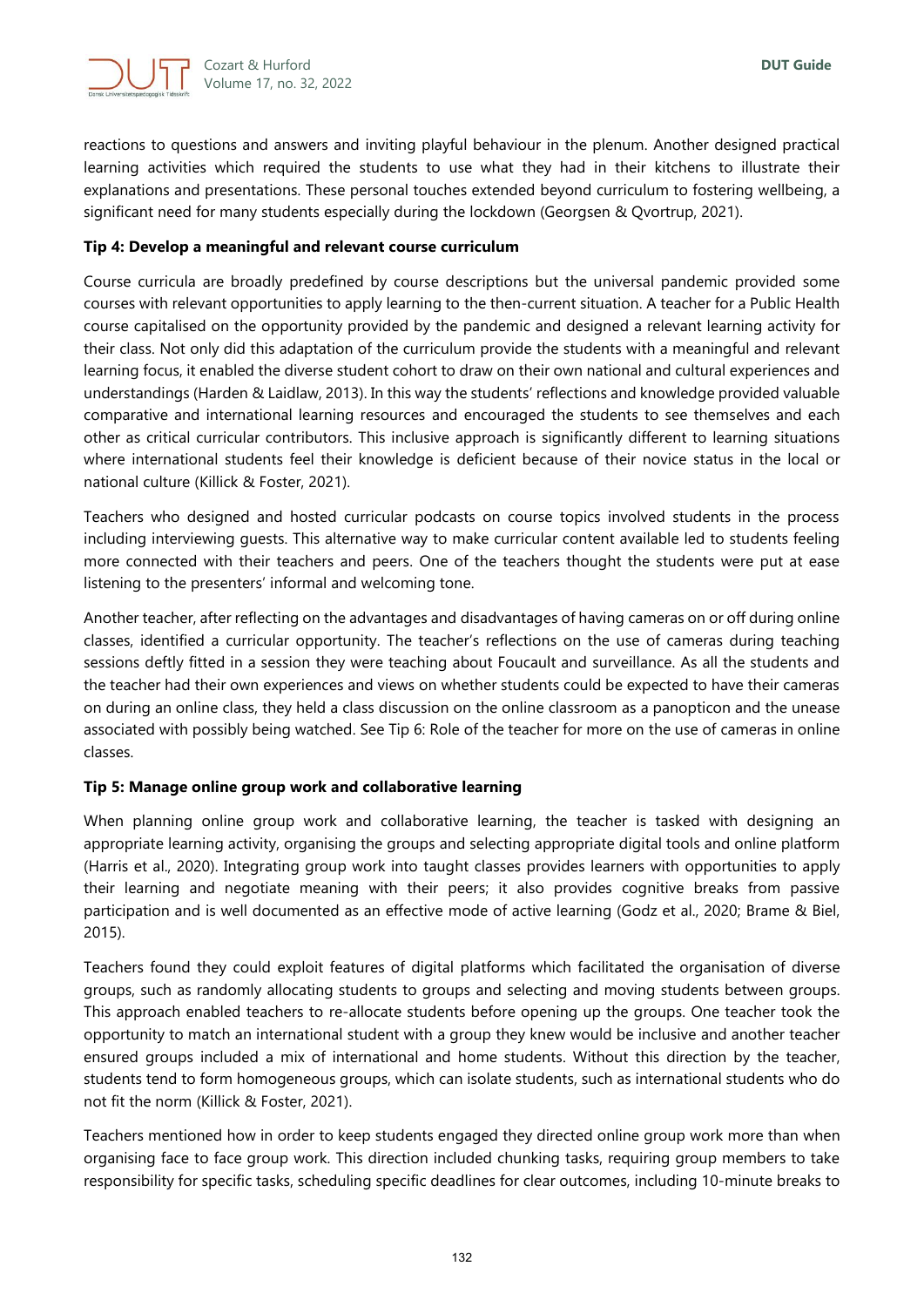reactions to questions and answers and inviting playful behaviour in the plenum. Another designed practical learning activities which required the students to use what they had in their kitchens to illustrate their explanations and presentations. These personal touches extended beyond curriculum to fostering wellbeing, a significant need for many students especially during the lockdown (Georgsen & Qvortrup, 2021).

**Tip 4: Develop a meaningful and relevant course curriculum**

Course curricula are broadly predefined by course descriptions but the universal pandemic provided some courses with relevant opportunities to apply learning to the then-current situation. A teacher for a Public Health course capitalised on the opportunity provided by the pandemic and designed a relevant learning activity for their class. Not only did this adaptation of the curriculum provide the students with a meaningful and relevant learning focus, it enabled the diverse student cohort to draw on their own national and cultural experiences and understandings (Harden & Laidlaw, 2013). In this way the students' reflections and knowledge provided valuable comparative and international learning resources and encouraged the students to see themselves and each other as critical curricular contributors. This inclusive approach is significantly different to learning situations where international students feel their knowledge is deficient because of their novice status in the local or national culture (Killick & Foster, 2021).

Teachers who designed and hosted curricular podcasts on course topics involved students in the process including interviewing guests. This alternative way to make curricular content available led to students feeling more connected with their teachers and peers. One of the teachers thought the students were put at ease listening to the presenters' informal and welcoming tone.

Another teacher, after reflecting on the advantages and disadvantages of having cameras on or off during online classes, identified a curricular opportunity. The teacher's reflections on the use of cameras during teaching sessions deftly fitted in a session they were teaching about Foucault and surveillance. As all the students and the teacher had their own experiences and views on whether students could be expected to have their cameras on during an online class, they held a class discussion on the online classroom as a panopticon and the unease associated with possibly being watched. See Tip 6: Role of the teacher for more on the use of cameras in online classes.

**Tip 5: Manage online group work and collaborative learning**

When planning online group work and collaborative learning, the teacher is tasked with designing an appropriate learning activity, organising the groups and selecting appropriate digital tools and online platform (Harris et al., 2020). Integrating group work into taught classes provides learners with opportunities to apply their learning and negotiate meaning with their peers; it also provides cognitive breaks from passive participation and is well documented as an effective mode of active learning (Godz et al., 2020; Brame & Biel, 2015).

Teachers found they could exploit features of digital platforms which facilitated the organisation of diverse groups, such as randomly allocating students to groups and selecting and moving students between groups. This approach enabled teachers to re-allocate students before opening up the groups. One teacher took the opportunity to match an international student with a group they knew would be inclusive and another teacher ensured groups included a mix of international and home students. Without this direction by the teacher, students tend to form homogeneous groups, which can isolate students, such as international students who do not fit the norm (Killick & Foster, 2021).

Teachers mentioned how in order to keep students engaged they directed online group work more than when organising face to face group work. This direction included chunking tasks, requiring group members to take responsibility for specific tasks, scheduling specific deadlines for clear outcomes, including 10-minute breaks to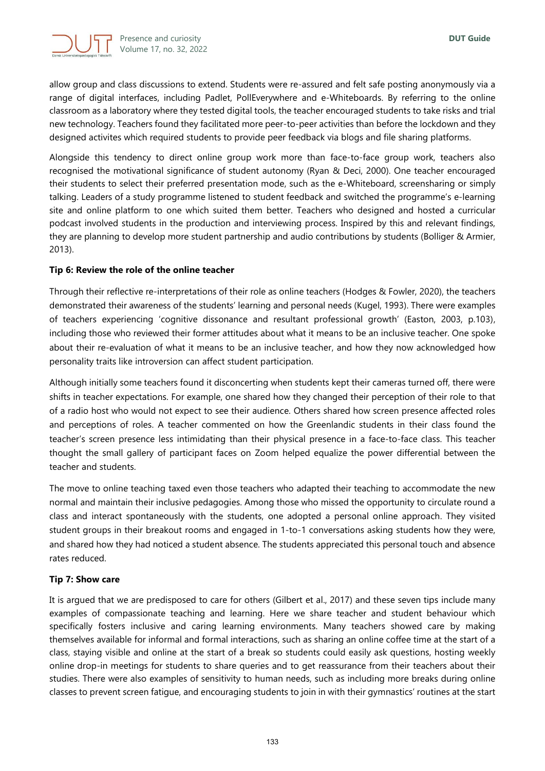allow group and class discussions to extend. Students were re-assured and felt safe posting anonymously via a range of digital interfaces, including Padlet, PollEverywhere and e-Whiteboards. By referring to the online classroom as a laboratory where they tested digital tools, the teacher encouraged students to take risks and trial new technology. Teachers found they facilitated more peer-to-peer activities than before the lockdown and they designed activites which required students to provide peer feedback via blogs and file sharing platforms.

Alongside this tendency to direct online group work more than face-to-face group work, teachers also recognised the motivational significance of student autonomy (Ryan & Deci, 2000). One teacher encouraged their students to select their preferred presentation mode, such as the e-Whiteboard, screensharing or simply talking. Leaders of a study programme listened to student feedback and switched the programme's e-learning site and online platform to one which suited them better. Teachers who designed and hosted a curricular podcast involved students in the production and interviewing process. Inspired by this and relevant findings, they are planning to develop more student partnership and audio contributions by students (Bolliger & Armier, 2013).

**Tip 6: Review the role of the online teacher**

Through their reflective re-interpretations of their role as online teachers (Hodges & Fowler, 2020), the teachers demonstrated their awareness of the students' learning and personal needs (Kugel, 1993). There were examples of teachers experiencing 'cognitive dissonance and resultant professional growth' (Easton, 2003, p.103), including those who reviewed their former attitudes about what it means to be an inclusive teacher. One spoke about their re-evaluation of what it means to be an inclusive teacher, and how they now acknowledged how personality traits like introversion can affect student participation.

Although initially some teachers found it disconcerting when students kept their cameras turned off, there were shifts in teacher expectations. For example, one shared how they changed their perception of their role to that of a radio host who would not expect to see their audience. Others shared how screen presence affected roles and perceptions of roles. A teacher commented on how the Greenlandic students in their class found the teacher's screen presence less intimidating than their physical presence in a face-to-face class. This teacher thought the small gallery of participant faces on Zoom helped equalize the power differential between the teacher and students.

The move to online teaching taxed even those teachers who adapted their teaching to accommodate the new normal and maintain their inclusive pedagogies. Among those who missed the opportunity to circulate round a class and interact spontaneously with the students, one adopted a personal online approach. They visited student groups in their breakout rooms and engaged in 1-to-1 conversations asking students how they were, and shared how they had noticed a student absence. The students appreciated this personal touch and absence rates reduced.

**Tip 7: Show care**

It is argued that we are predisposed to care for others (Gilbert et al., 2017) and these seven tips include many examples of compassionate teaching and learning. Here we share teacher and student behaviour which specifically fosters inclusive and caring learning environments. Many teachers showed care by making themselves available for informal and formal interactions, such as sharing an online coffee time at the start of a class, staying visible and online at the start of a break so students could easily ask questions, hosting weekly online drop-in meetings for students to share queries and to get reassurance from their teachers about their studies. There were also examples of sensitivity to human needs, such as including more breaks during online classes to prevent screen fatigue, and encouraging students to join in with their gymnastics' routines at the start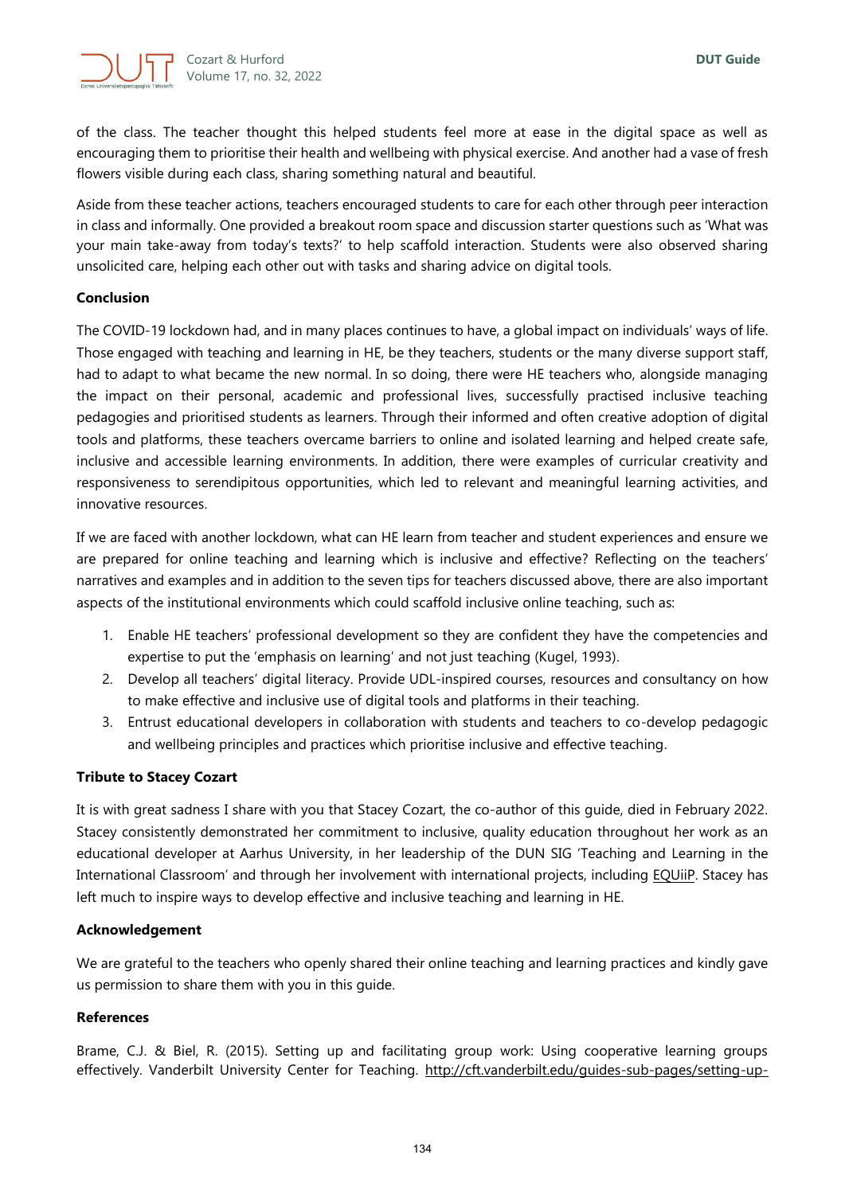of the class. The teacher thought this helped students feel more at ease in the digital space as well as encouraging them to prioritise their health and wellbeing with physical exercise. And another had a vase of fresh flowers visible during each class, sharing something natural and beautiful.

Aside from these teacher actions, teachers encouraged students to care for each other through peer interaction in class and informally. One provided a breakout room space and discussion starter questions such as 'What was your main take-away from today's texts?' to help scaffold interaction. Students were also observed sharing unsolicited care, helping each other out with tasks and sharing advice on digital tools.

**Conclusion**

The COVID-19 lockdown had, and in many places continues to have, a global impact on individuals' ways of life. Those engaged with teaching and learning in HE, be they teachers, students or the many diverse support staff, had to adapt to what became the new normal. In so doing, there were HE teachers who, alongside managing the impact on their personal, academic and professional lives, successfully practised inclusive teaching pedagogies and prioritised students as learners. Through their informed and often creative adoption of digital tools and platforms, these teachers overcame barriers to online and isolated learning and helped create safe, inclusive and accessible learning environments. In addition, there were examples of curricular creativity and responsiveness to serendipitous opportunities, which led to relevant and meaningful learning activities, and innovative resources.

If we are faced with another lockdown, what can HE learn from teacher and student experiences and ensure we are prepared for online teaching and learning which is inclusive and effective? Reflecting on the teachers' narratives and examples and in addition to the seven tips for teachers discussed above, there are also important aspects of the institutional environments which could scaffold inclusive online teaching, such as:

1. Enable HE teachers' professional development so they are confident they have the competencies and expertise to put the 'emphasis on learning' and not just teaching (Kugel, 1993).
2. Develop all teachers' digital literacy. Provide UDL-inspired courses, resources and consultancy on how to make effective and inclusive use of digital tools and platforms in their teaching.
3. Entrust educational developers in collaboration with students and teachers to co-develop pedagogic and wellbeing principles and practices which prioritise inclusive and effective teaching.

**Tribute to Stacey Cozart**

It is with great sadness I share with you that Stacey Cozart, the co-author of this guide, died in February 2022. Stacey consistently demonstrated her commitment to inclusive, quality education throughout her work as an educational developer at Aarhus University, in her leadership of the DUN SIG 'Teaching and Learning in the International Classroom' and through her involvement with international projects, including EQUiiP. Stacey has left much to inspire ways to develop effective and inclusive teaching and learning in HE.

**Acknowledgement**

We are grateful to the teachers who openly shared their online teaching and learning practices and kindly gave us permission to share them with you in this guide.

**References**

Brame, C.J. & Biel, R. (2015). Setting up and facilitating group work: Using cooperative learning groups effectively. Vanderbilt University Center for Teaching. http://cft.vanderbilt.edu/guides-sub-pages/setting-up-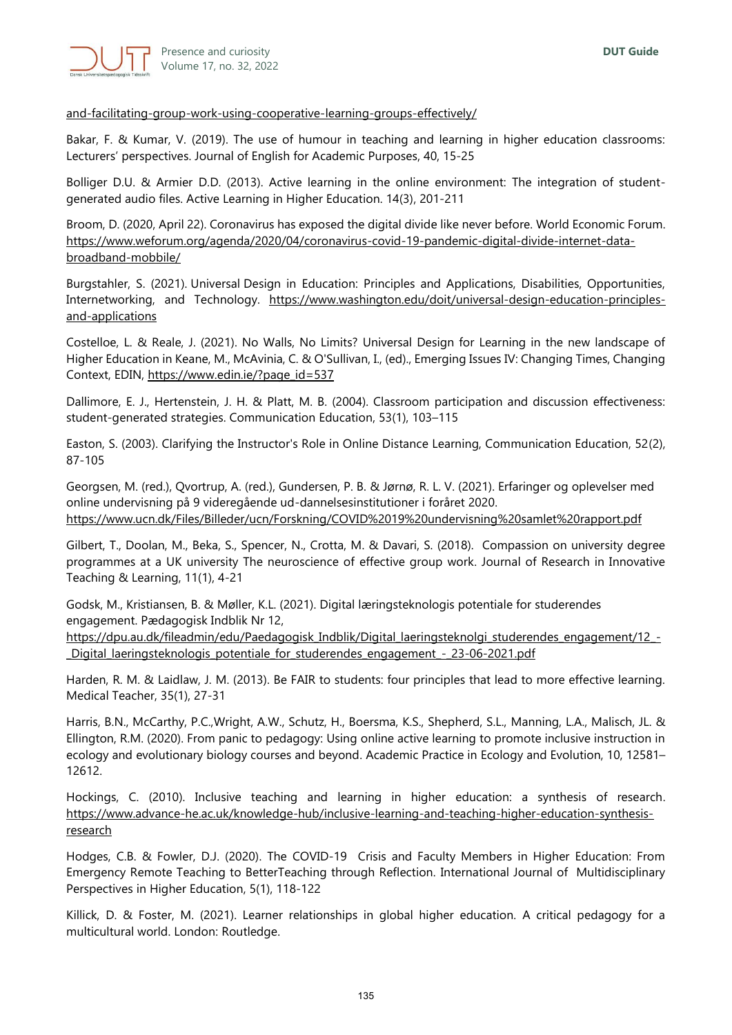and-facilitating-group-work-using-cooperative-learning-groups-effectively/

Bakar, F. & Kumar, V. (2019). The use of humour in teaching and learning in higher education classrooms: Lecturers' perspectives. Journal of English for Academic Purposes, 40, 15-25

Bolliger D.U. & Armier D.D. (2013). Active learning in the online environment: The integration of student-generated audio files. Active Learning in Higher Education. 14(3), 201-211

Broom, D. (2020, April 22). Coronavirus has exposed the digital divide like never before. World Economic Forum. https://www.weforum.org/agenda/2020/04/coronavirus-covid-19-pandemic-digital-divide-internet-data-broadband-mobbile/

Burgstahler, S. (2021). Universal Design in Education: Principles and Applications, Disabilities, Opportunities, Internetworking, and Technology. https://www.washington.edu/doit/universal-design-education-principles-and-applications

Costelloe, L. & Reale, J. (2021). No Walls, No Limits? Universal Design for Learning in the new landscape of Higher Education in Keane, M., McAvinia, C. & O'Sullivan, I., (ed)., Emerging Issues IV: Changing Times, Changing Context, EDIN, https://www.edin.ie/?page_id=537

Dallimore, E. J., Hertenstein, J. H. & Platt, M. B. (2004). Classroom participation and discussion effectiveness: student-generated strategies. Communication Education, 53(1), 103–115

Easton, S. (2003). Clarifying the Instructor's Role in Online Distance Learning, Communication Education, 52(2), 87-105

Georgsen, M. (red.), Qvortrup, A. (red.), Gundersen, P. B. & Jørnø, R. L. V. (2021). Erfaringer og oplevelser med online undervisning på 9 videregående ud-dannelsesinstitutioner i foråret 2020. https://www.ucn.dk/Files/Billeder/ucn/Forskning/COVID%2019%20undervisning%20samlet%20rapport.pdf

Gilbert, T., Doolan, M., Beka, S., Spencer, N., Crotta, M. & Davari, S. (2018). Compassion on university degree programmes at a UK university The neuroscience of effective group work. Journal of Research in Innovative Teaching & Learning, 11(1), 4-21

Godsk, M., Kristiansen, B. & Møller, K.L. (2021). Digital læringsteknologis potentiale for studerendes engagement. Pædagogisk Indblik Nr 12, https://dpu.au.dk/fileadmin/edu/Paedagogisk_Indblik/Digital_laeringsteknolgi_studerendes_engagement/12_-_Digital_laeringsteknologis_potentiale_for_studerendes_engagement_-_23-06-2021.pdf

Harden, R. M. & Laidlaw, J. M. (2013). Be FAIR to students: four principles that lead to more effective learning. Medical Teacher, 35(1), 27-31

Harris, B.N., McCarthy, P.C.,Wright, A.W., Schutz, H., Boersma, K.S., Shepherd, S.L., Manning, L.A., Malisch, JL. & Ellington, R.M. (2020). From panic to pedagogy: Using online active learning to promote inclusive instruction in ecology and evolutionary biology courses and beyond. Academic Practice in Ecology and Evolution, 10, 12581–12612.

Hockings, C. (2010). Inclusive teaching and learning in higher education: a synthesis of research. https://www.advance-he.ac.uk/knowledge-hub/inclusive-learning-and-teaching-higher-education-synthesis-research

Hodges, C.B. & Fowler, D.J. (2020). The COVID-19 Crisis and Faculty Members in Higher Education: From Emergency Remote Teaching to BetterTeaching through Reflection. International Journal of Multidisciplinary Perspectives in Higher Education, 5(1), 118-122

Killick, D. & Foster, M. (2021). Learner relationships in global higher education. A critical pedagogy for a multicultural world. London: Routledge.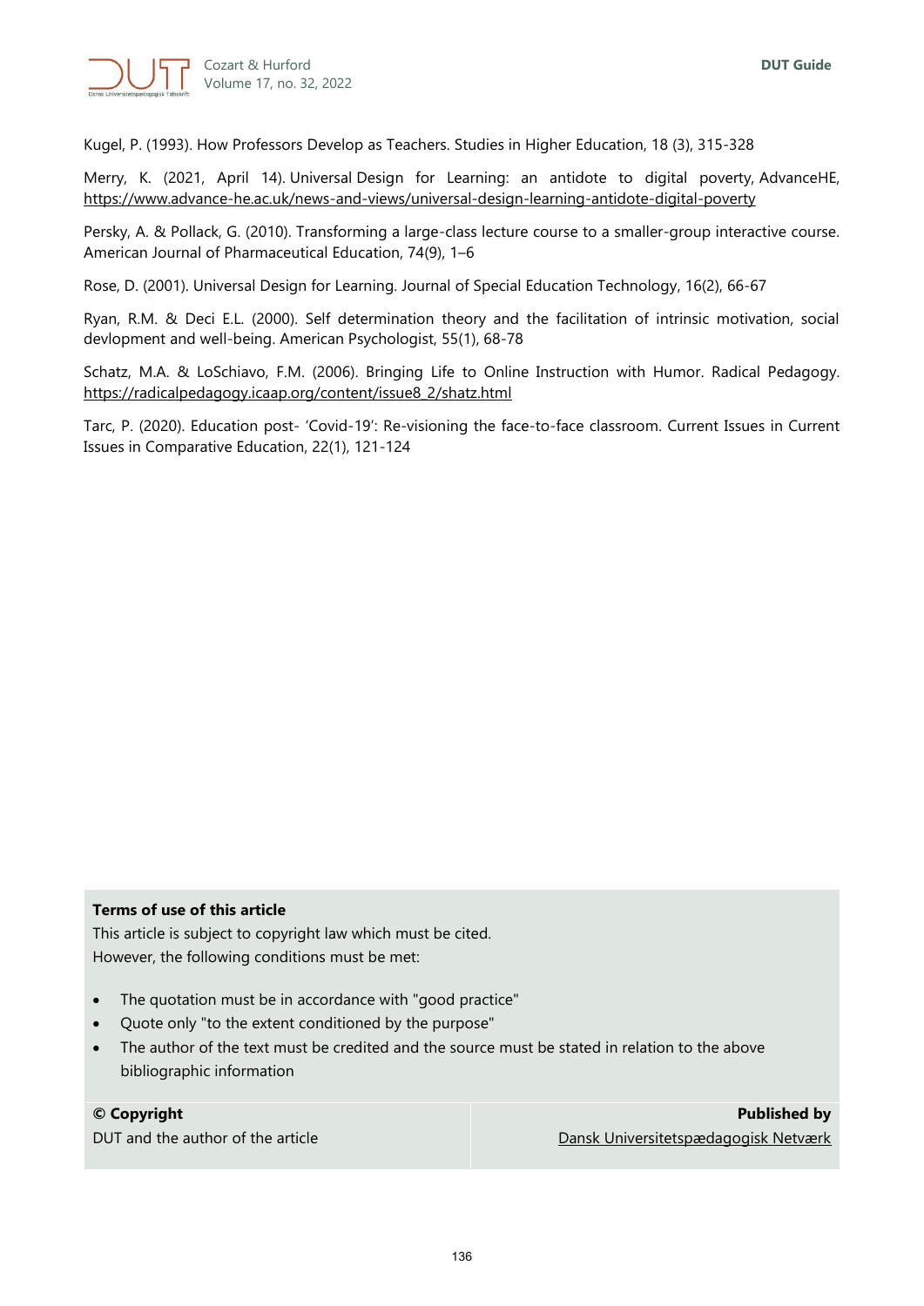Kugel, P. (1993). How Professors Develop as Teachers. Studies in Higher Education, 18 (3), 315-328

Merry, K. (2021, April 14). Universal Design for Learning: an antidote to digital poverty, AdvanceHE, https://www.advance-he.ac.uk/news-and-views/universal-design-learning-antidote-digital-poverty

Persky, A. & Pollack, G. (2010). Transforming a large-class lecture course to a smaller-group interactive course. American Journal of Pharmaceutical Education, 74(9), 1–6

Rose, D. (2001). Universal Design for Learning. Journal of Special Education Technology, 16(2), 66-67

Ryan, R.M. & Deci E.L. (2000). Self determination theory and the facilitation of intrinsic motivation, social devlopment and well-being. American Psychologist, 55(1), 68-78

Schatz, M.A. & LoSchiavo, F.M. (2006). Bringing Life to Online Instruction with Humor. Radical Pedagogy. https://radicalpedagogy.icaap.org/content/issue8_2/shatz.html

Tarc, P. (2020). Education post- 'Covid-19': Re-visioning the face-to-face classroom. Current Issues in Current Issues in Comparative Education, 22(1), 121-124

**Terms of use of this article**

This article is subject to copyright law which must be cited.
However, the following conditions must be met:

- The quotation must be in accordance with "good practice"
- Quote only "to the extent conditioned by the purpose"
- The author of the text must be credited and the source must be stated in relation to the above bibliographic information

| **© Copyright** | **Published by** |
| --- | --- |
| DUT and the author of the article | Dansk Universitetspædagogisk Netværk |